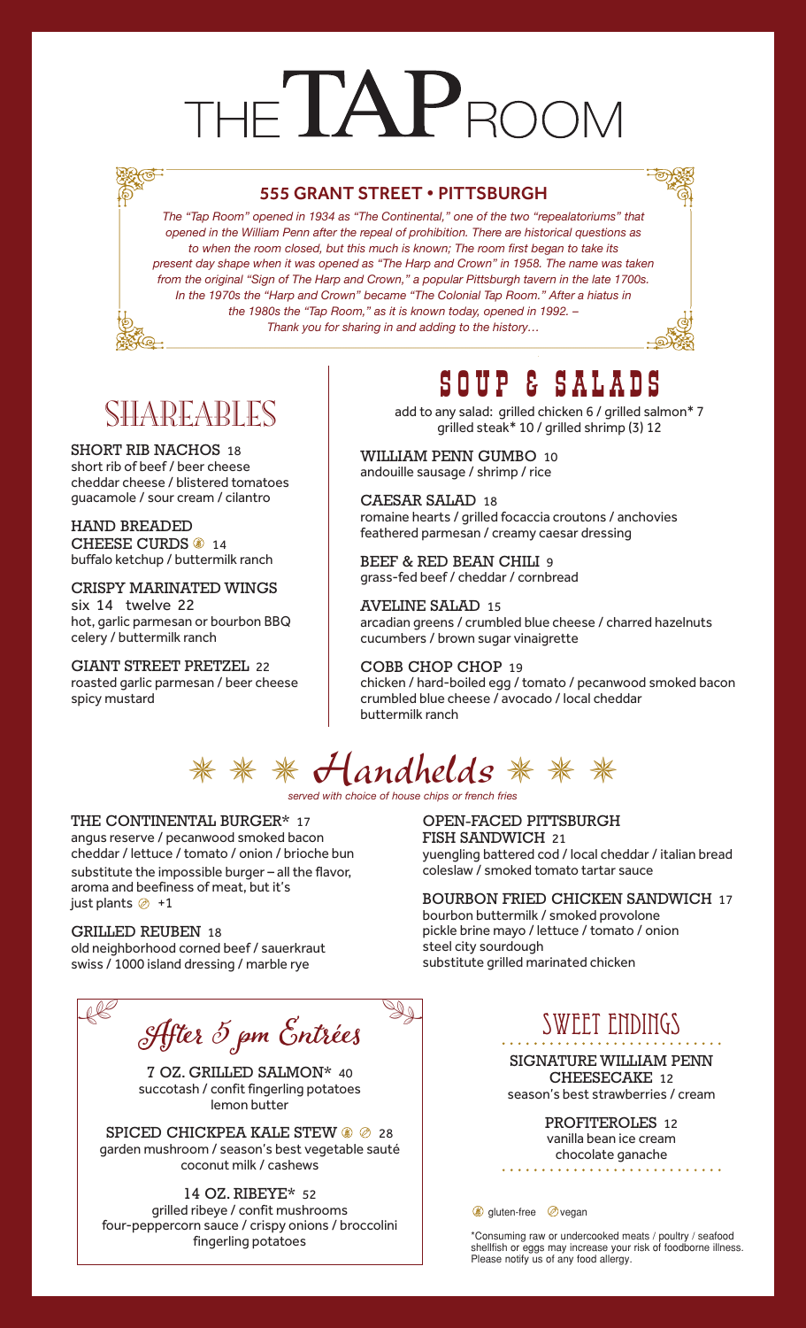# THE TAP ROOM

## 555 GRANT STREET • PITTSBURGH

*The "Tap Room" opened in 1934 as "The Continental," one of the two "repealatoriums" that opened in the William Penn after the repeal of prohibition. There are historical questions as to when the room closed, but this much is known; The room first began to take its present day shape when it was opened as "The Harp and Crown" in 1958. The name was taken from the original "Sign of The Harp and Crown," a popular Pittsburgh tavern in the late 1700s. In the 1970s the "Harp and Crown" became "The Colonial Tap Room." After a hiatus in the 1980s the "Tap Room," as it is known today, opened in 1992. – Thank you for sharing in and adding to the history…*

## SHAREABLES

**SHORT RIB NACHOS** 18
short rib of beef / beer cheese
cheddar cheese / blistered tomatoes
guacamole / sour cream / cilantro

**HAND BREADED CHEESE CURDS** (gluten-free) 14
buffalo ketchup / buttermilk ranch

**CRISPY MARINATED WINGS**
six 14 twelve 22
hot, garlic parmesan or bourbon BBQ
celery / buttermilk ranch

**GIANT STREET PRETZEL** 22
roasted garlic parmesan / beer cheese
spicy mustard

## SOUP & SALADS

add to any salad: grilled chicken 6 / grilled salmon* 7
grilled steak* 10 / grilled shrimp (3) 12

**WILLIAM PENN GUMBO** 10
andouille sausage / shrimp / rice

**CAESAR SALAD** 18
romaine hearts / grilled focaccia croutons / anchovies
feathered parmesan / creamy caesar dressing

**BEEF & RED BEAN CHILI** 9
grass-fed beef / cheddar / cornbread

**AVELINE SALAD** 15
arcadian greens / crumbled blue cheese / charred hazelnuts
cucumbers / brown sugar vinaigrette

**COBB CHOP CHOP** 19
chicken / hard-boiled egg / tomato / pecanwood smoked bacon
crumbled blue cheese / avocado / local cheddar
buttermilk ranch

## Handhelds

*served with choice of house chips or french fries*

**THE CONTINENTAL BURGER*** 17
angus reserve / pecanwood smoked bacon
cheddar / lettuce / tomato / onion / brioche bun
substitute the impossible burger – all the flavor, aroma and beefiness of meat, but it's just plants (vegan) +1

**GRILLED REUBEN** 18
old neighborhood corned beef / sauerkraut
swiss / 1000 island dressing / marble rye

**OPEN-FACED PITTSBURGH FISH SANDWICH** 21
yuengling battered cod / local cheddar / italian bread
coleslaw / smoked tomato tartar sauce

**BOURBON FRIED CHICKEN SANDWICH** 17
bourbon buttermilk / smoked provolone
pickle brine mayo / lettuce / tomato / onion
steel city sourdough
substitute grilled marinated chicken

## After 5 pm Entrées

**7 OZ. GRILLED SALMON*** 40
succotash / confit fingerling potatoes
lemon butter

**SPICED CHICKPEA KALE STEW** (gluten-free) (vegan) 28
garden mushroom / season's best vegetable sauté
coconut milk / cashews

**14 OZ. RIBEYE*** 52
grilled ribeye / confit mushrooms
four-peppercorn sauce / crispy onions / broccolini
fingerling potatoes

## SWEET ENDINGS

**SIGNATURE WILLIAM PENN CHEESECAKE** 12
season's best strawberries / cream

**PROFITEROLES** 12
vanilla bean ice cream
chocolate ganache

(gluten-free) gluten-free (vegan) vegan

*Consuming raw or undercooked meats / poultry / seafood shellfish or eggs may increase your risk of foodborne illness. Please notify us of any food allergy.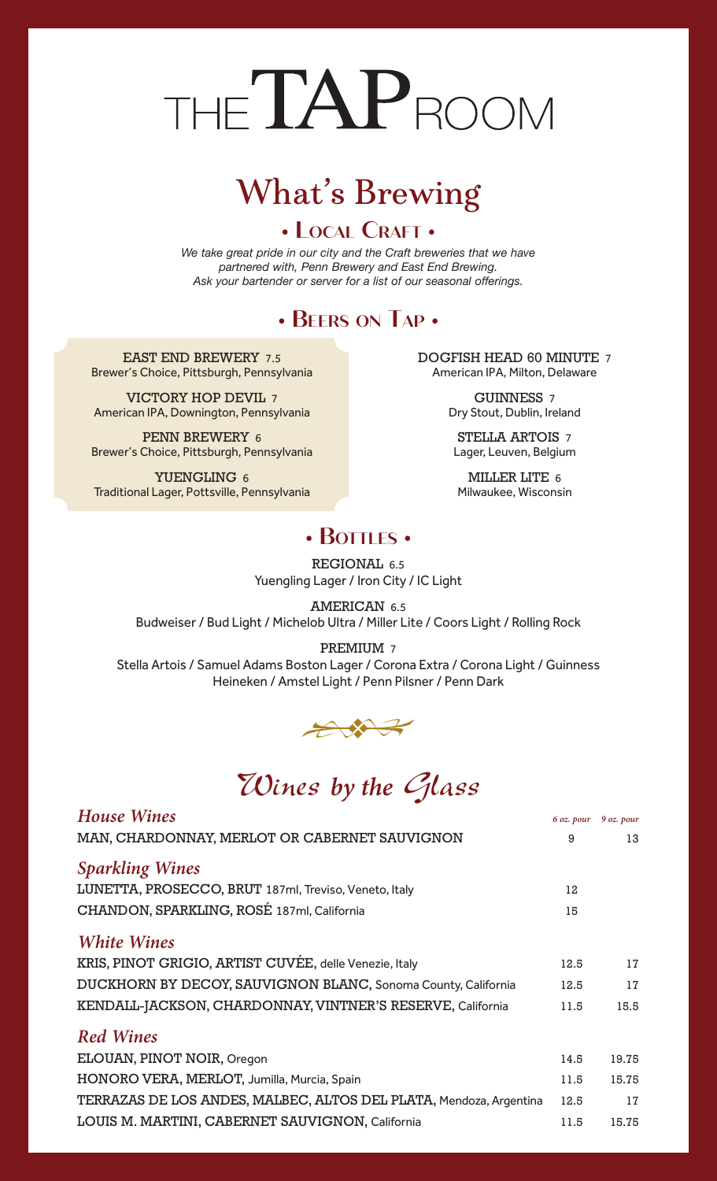# THE TAP ROOM

## What's Brewing

### • Local Craft •

*We take great pride in our city and the Craft breweries that we have partnered with, Penn Brewery and East End Brewing. Ask your bartender or server for a list of our seasonal offerings.*

### • Beers on Tap •

EAST END BREWERY 7.5
Brewer's Choice, Pittsburgh, Pennsylvania

VICTORY HOP DEVIL 7
American IPA, Downington, Pennsylvania

PENN BREWERY 6
Brewer's Choice, Pittsburgh, Pennsylvania

YUENGLING 6
Traditional Lager, Pottsville, Pennsylvania

DOGFISH HEAD 60 MINUTE 7
American IPA, Milton, Delaware

GUINNESS 7
Dry Stout, Dublin, Ireland

STELLA ARTOIS 7
Lager, Leuven, Belgium

MILLER LITE 6
Milwaukee, Wisconsin

### • Bottles •

REGIONAL 6.5
Yuengling Lager / Iron City / IC Light

AMERICAN 6.5
Budweiser / Bud Light / Michelob Ultra / Miller Lite / Coors Light / Rolling Rock

PREMIUM 7
Stella Artois / Samuel Adams Boston Lager / Corona Extra / Corona Light / Guinness
Heineken / Amstel Light / Penn Pilsner / Penn Dark

## *Wines by the Glass*

| | 6 oz. pour | 9 oz. pour |
|---|---|---|
| ***House Wines*** | | |
| MAN, CHARDONNAY, MERLOT OR CABERNET SAUVIGNON | 9 | 13 |
| ***Sparkling Wines*** | | |
| LUNETTA, PROSECCO, BRUT 187ml, Treviso, Veneto, Italy | 12 | |
| CHANDON, SPARKLING, ROSÉ 187ml, California | 15 | |
| ***White Wines*** | | |
| KRIS, PINOT GRIGIO, ARTIST CUVÉE, delle Venezie, Italy | 12.5 | 17 |
| DUCKHORN BY DECOY, SAUVIGNON BLANC, Sonoma County, California | 12.5 | 17 |
| KENDALL-JACKSON, CHARDONNAY, VINTNER'S RESERVE, California | 11.5 | 15.5 |
| ***Red Wines*** | | |
| ELOUAN, PINOT NOIR, Oregon | 14.5 | 19.75 |
| HONORO VERA, MERLOT, Jumilla, Murcia, Spain | 11.5 | 15.75 |
| TERRAZAS DE LOS ANDES, MALBEC, ALTOS DEL PLATA, Mendoza, Argentina | 12.5 | 17 |
| LOUIS M. MARTINI, CABERNET SAUVIGNON, California | 11.5 | 15.75 |